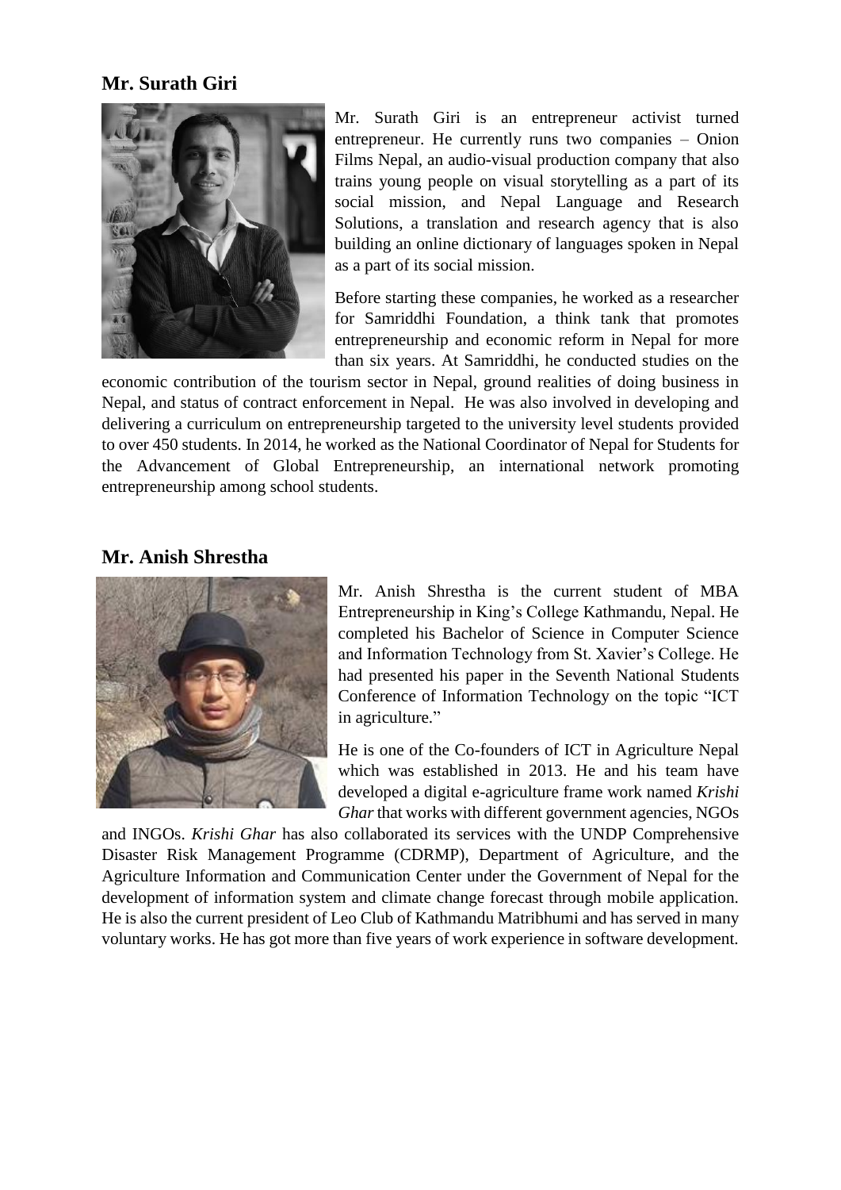## Mr. Surath Giri

Mr. Surath Giri is an entrepreneur activist turned entrepreneur. He currently runs two companies – Onion Films Nepal, an audio-visual production company that also trains young people on visual storytelling as a part of its social mission, and Nepal Language and Research Solutions, a translation and research agency that is also building an online dictionary of languages spoken in Nepal as a part of its social mission.

Before starting these companies, he worked as a researcher for Samriddhi Foundation, a think tank that promotes entrepreneurship and economic reform in Nepal for more than six years. At Samriddhi, he conducted studies on the economic contribution of the tourism sector in Nepal, ground realities of doing business in Nepal, and status of contract enforcement in Nepal. He was also involved in developing and delivering a curriculum on entrepreneurship targeted to the university level students provided to over 450 students. In 2014, he worked as the National Coordinator of Nepal for Students for the Advancement of Global Entrepreneurship, an international network promoting entrepreneurship among school students.

## Mr. Anish Shrestha

Mr. Anish Shrestha is the current student of MBA Entrepreneurship in King's College Kathmandu, Nepal. He completed his Bachelor of Science in Computer Science and Information Technology from St. Xavier's College. He had presented his paper in the Seventh National Students Conference of Information Technology on the topic "ICT in agriculture."

He is one of the Co-founders of ICT in Agriculture Nepal which was established in 2013. He and his team have developed a digital e-agriculture frame work named *Krishi Ghar* that works with different government agencies, NGOs and INGOs. *Krishi Ghar* has also collaborated its services with the UNDP Comprehensive Disaster Risk Management Programme (CDRMP), Department of Agriculture, and the Agriculture Information and Communication Center under the Government of Nepal for the development of information system and climate change forecast through mobile application. He is also the current president of Leo Club of Kathmandu Matribhumi and has served in many voluntary works. He has got more than five years of work experience in software development.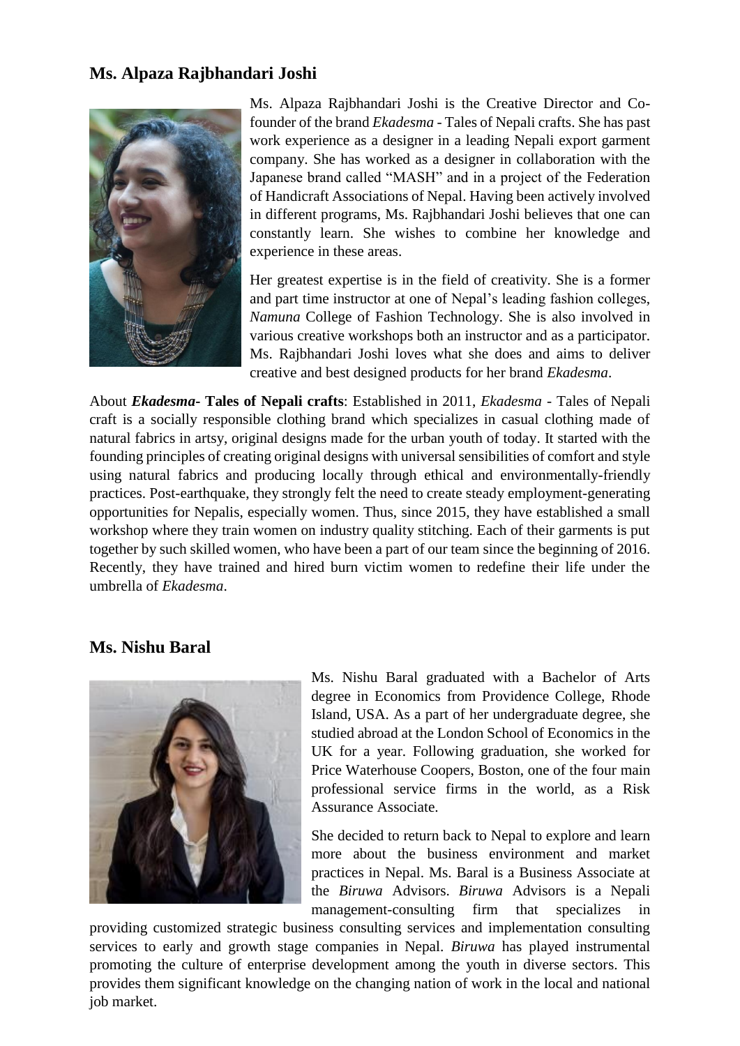## Ms. Alpaza Rajbhandari Joshi

Ms. Alpaza Rajbhandari Joshi is the Creative Director and Co-founder of the brand *Ekadesma* - Tales of Nepali crafts. She has past work experience as a designer in a leading Nepali export garment company. She has worked as a designer in collaboration with the Japanese brand called "MASH" and in a project of the Federation of Handicraft Associations of Nepal. Having been actively involved in different programs, Ms. Rajbhandari Joshi believes that one can constantly learn. She wishes to combine her knowledge and experience in these areas.

Her greatest expertise is in the field of creativity. She is a former and part time instructor at one of Nepal's leading fashion colleges, *Namuna* College of Fashion Technology. She is also involved in various creative workshops both an instructor and as a participator. Ms. Rajbhandari Joshi loves what she does and aims to deliver creative and best designed products for her brand *Ekadesma*.

About ***Ekadesma*- Tales of Nepali crafts**: Established in 2011, *Ekadesma* - Tales of Nepali craft is a socially responsible clothing brand which specializes in casual clothing made of natural fabrics in artsy, original designs made for the urban youth of today. It started with the founding principles of creating original designs with universal sensibilities of comfort and style using natural fabrics and producing locally through ethical and environmentally-friendly practices. Post-earthquake, they strongly felt the need to create steady employment-generating opportunities for Nepalis, especially women. Thus, since 2015, they have established a small workshop where they train women on industry quality stitching. Each of their garments is put together by such skilled women, who have been a part of our team since the beginning of 2016. Recently, they have trained and hired burn victim women to redefine their life under the umbrella of *Ekadesma*.

## Ms. Nishu Baral

Ms. Nishu Baral graduated with a Bachelor of Arts degree in Economics from Providence College, Rhode Island, USA. As a part of her undergraduate degree, she studied abroad at the London School of Economics in the UK for a year. Following graduation, she worked for Price Waterhouse Coopers, Boston, one of the four main professional service firms in the world, as a Risk Assurance Associate.

She decided to return back to Nepal to explore and learn more about the business environment and market practices in Nepal. Ms. Baral is a Business Associate at the *Biruwa* Advisors. *Biruwa* Advisors is a Nepali management-consulting firm that specializes in providing customized strategic business consulting services and implementation consulting services to early and growth stage companies in Nepal. *Biruwa* has played instrumental promoting the culture of enterprise development among the youth in diverse sectors. This provides them significant knowledge on the changing nation of work in the local and national job market.